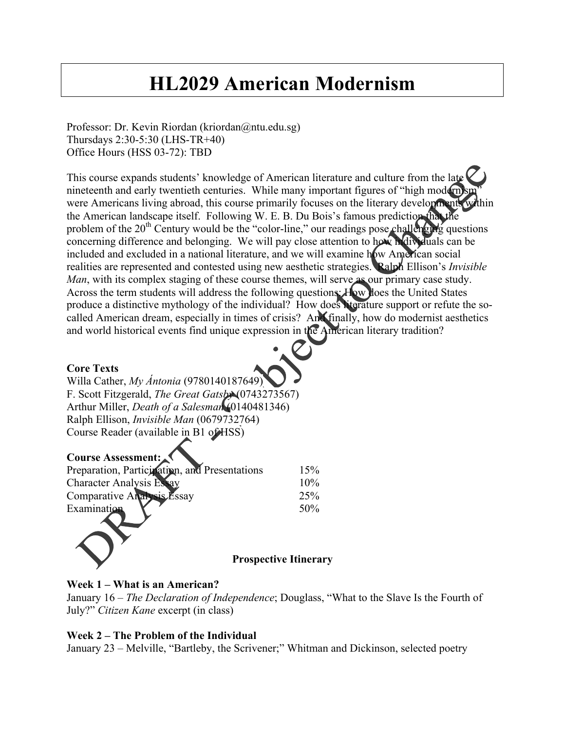# HL2029 American Modernism

Professor: Dr. Kevin Riordan (kriordan@ntu.edu.sg)
Thursdays 2:30-5:30 (LHS-TR+40)
Office Hours (HSS 03-72): TBD

This course expands students' knowledge of American literature and culture from the late nineteenth and early twentieth centuries. While many important figures of "high modernism" were Americans living abroad, this course primarily focuses on the literary developments within the American landscape itself. Following W. E. B. Du Bois's famous prediction that the problem of the 20th Century would be the "color-line," our readings pose challenging questions concerning difference and belonging. We will pay close attention to how individuals can be included and excluded in a national literature, and we will examine how American social realities are represented and contested using new aesthetic strategies. Ralph Ellison's *Invisible Man*, with its complex staging of these course themes, will serve as our primary case study. Across the term students will address the following questions: How does the United States produce a distinctive mythology of the individual? How does literature support or refute the so-called American dream, especially in times of crisis? And finally, how do modernist aesthetics and world historical events find unique expression in the American literary tradition?

**Core Texts**
Willa Cather, *My Ántonia* (9780140187649)
F. Scott Fitzgerald, *The Great Gatsby* (0743273567)
Arthur Miller, *Death of a Salesman* (0140481346)
Ralph Ellison, *Invisible Man* (0679732764)
Course Reader (available in B1 of HSS)

**Course Assessment:**

| | |
|---|---|
| Preparation, Participation, and Presentations | 15% |
| Character Analysis Essay | 10% |
| Comparative Analysis Essay | 25% |
| Examination | 50% |

DRAFT - Subject to Change

**Prospective Itinerary**

**Week 1 – What is an American?**
January 16 – *The Declaration of Independence*; Douglass, "What to the Slave Is the Fourth of July?" *Citizen Kane* excerpt (in class)

**Week 2 – The Problem of the Individual**
January 23 – Melville, "Bartleby, the Scrivener;" Whitman and Dickinson, selected poetry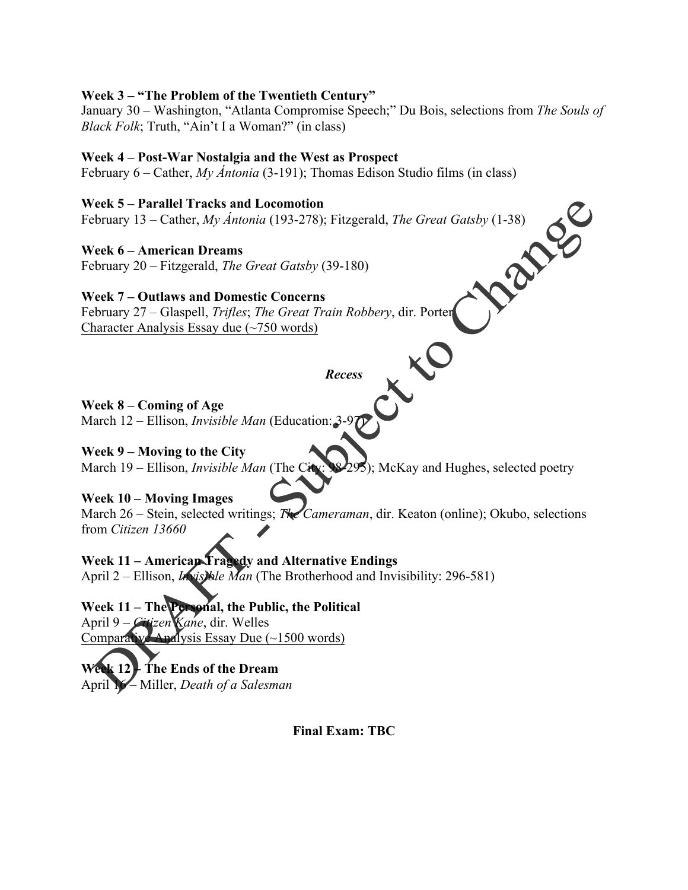**Week 3 – "The Problem of the Twentieth Century"**
January 30 – Washington, "Atlanta Compromise Speech;" Du Bois, selections from *The Souls of Black Folk*; Truth, "Ain't I a Woman?" (in class)

**Week 4 – Post-War Nostalgia and the West as Prospect**
February 6 – Cather, *My Ántonia* (3-191); Thomas Edison Studio films (in class)

**Week 5 – Parallel Tracks and Locomotion**
February 13 – Cather, *My Ántonia* (193-278); Fitzgerald, *The Great Gatsby* (1-38)

**Week 6 – American Dreams**
February 20 – Fitzgerald, *The Great Gatsby* (39-180)

**Week 7 – Outlaws and Domestic Concerns**
February 27 – Glaspell, *Trifles*; *The Great Train Robbery*, dir. Porter
Character Analysis Essay due (~750 words)

*Recess*

**Week 8 – Coming of Age**
March 12 – Ellison, *Invisible Man* (Education: 3-97)

**Week 9 – Moving to the City**
March 19 – Ellison, *Invisible Man* (The City: 98-295); McKay and Hughes, selected poetry

**Week 10 – Moving Images**
March 26 – Stein, selected writings; *The Cameraman*, dir. Keaton (online); Okubo, selections from *Citizen 13660*

**Week 11 – American Tragedy and Alternative Endings**
April 2 – Ellison, *Invisible Man* (The Brotherhood and Invisibility: 296-581)

**Week 11 – The Personal, the Public, the Political**
April 9 – *Citizen Kane*, dir. Welles
Comparative Analysis Essay Due (~1500 words)

**Week 12 – The Ends of the Dream**
April 16 – Miller, *Death of a Salesman*

**Final Exam: TBC**

DRAFT - Subject to Change